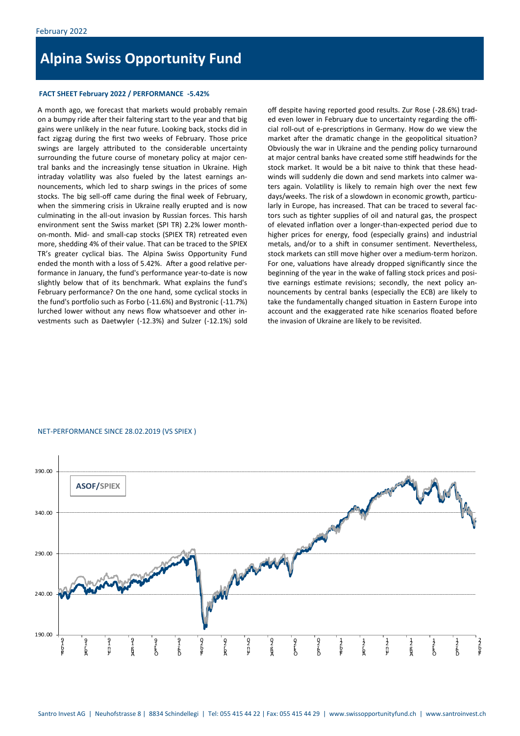February 2022

# Alpina Swiss Opportunity Fund

**FACT SHEET February 2022 / PERFORMANCE -5.42%**

A month ago, we forecast that markets would probably remain on a bumpy ride after their faltering start to the year and that big gains were unlikely in the near future. Looking back, stocks did in fact zigzag during the first two weeks of February. Those price swings are largely attributed to the considerable uncertainty surrounding the future course of monetary policy at major central banks and the increasingly tense situation in Ukraine. High intraday volatility was also fueled by the latest earnings announcements, which led to sharp swings in the prices of some stocks. The big sell-off came during the final week of February, when the simmering crisis in Ukraine really erupted and is now culminating in the all-out invasion by Russian forces. This harsh environment sent the Swiss market (SPI TR) 2.2% lower month-on-month. Mid- and small-cap stocks (SPIEX TR) retreated even more, shedding 4% of their value. That can be traced to the SPIEX TR's greater cyclical bias. The Alpina Swiss Opportunity Fund ended the month with a loss of 5.42%. After a good relative performance in January, the fund's performance year-to-date is now slightly below that of its benchmark. What explains the fund's February performance? On the one hand, some cyclical stocks in the fund's portfolio such as Forbo (-11.6%) and Bystronic (-11.7%) lurched lower without any news flow whatsoever and other investments such as Daetwyler (-12.3%) and Sulzer (-12.1%) sold off despite having reported good results. Zur Rose (-28.6%) traded even lower in February due to uncertainty regarding the official roll-out of e-prescriptions in Germany. How do we view the market after the dramatic change in the geopolitical situation? Obviously the war in Ukraine and the pending policy turnaround at major central banks have created some stiff headwinds for the stock market. It would be a bit naive to think that these headwinds will suddenly die down and send markets into calmer waters again. Volatility is likely to remain high over the next few days/weeks. The risk of a slowdown in economic growth, particularly in Europe, has increased. That can be traced to several factors such as tighter supplies of oil and natural gas, the prospect of elevated inflation over a longer-than-expected period due to higher prices for energy, food (especially grains) and industrial metals, and/or to a shift in consumer sentiment. Nevertheless, stock markets can still move higher over a medium-term horizon. For one, valuations have already dropped significantly since the beginning of the year in the wake of falling stock prices and positive earnings estimate revisions; secondly, the next policy announcements by central banks (especially the ECB) are likely to take the fundamentally changed situation in Eastern Europe into account and the exaggerated rate hike scenarios floated before the invasion of Ukraine are likely to be revisited.

NET-PERFORMANCE SINCE 28.02.2019 (VS SPIEX )

ASOF/SPIEX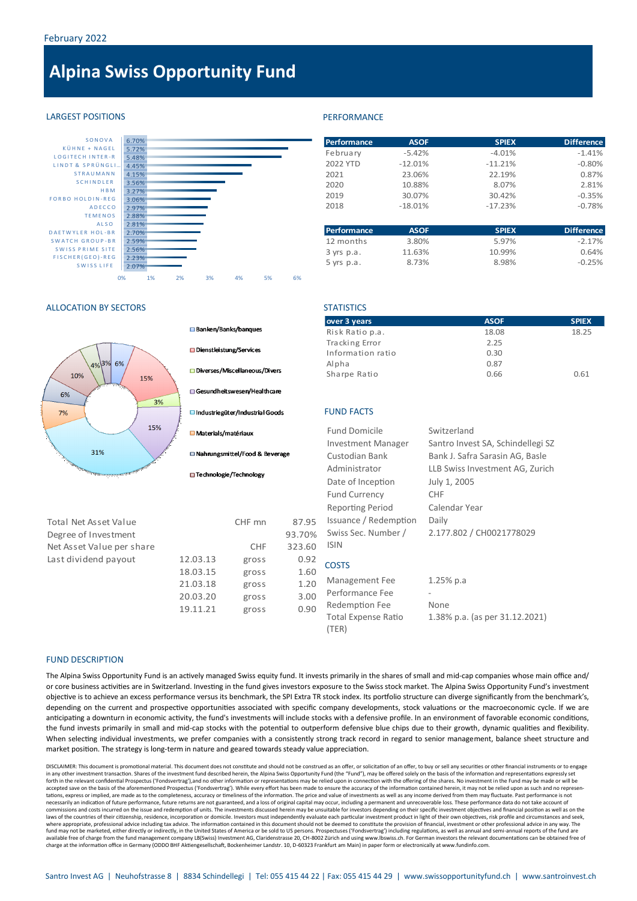February 2022

# Alpina Swiss Opportunity Fund

## LARGEST POSITIONS

SONOVA 6.70%
KÜHNE + NAGEL 5.72%
LOGITECH INTER-R 5.48%
LINDT & SPRÜNGLI... 4.45%
STRAUMANN 4.15%
SCHINDLER 3.56%
HBM 3.27%
FORBO HOLDIN-REG 3.06%
ADECCO 2.97%
TEMENOS 2.88%
ALSO 2.81%
DAETWYLER HOL-BR 2.70%
SWATCH GROUP-BR 2.59%
SWISS PRIME SITE 2.56%
FISCHER(GEO)-REG 2.23%
SWISS LIFE 2.07%

0% 1% 2% 3% 4% 5% 6%

## PERFORMANCE

| Performance | ASOF | SPIEX | Difference |
|---|---|---|---|
| February | -5.42% | -4.01% | -1.41% |
| 2022 YTD | -12.01% | -11.21% | -0.80% |
| 2021 | 23.06% | 22.19% | 0.87% |
| 2020 | 10.88% | 8.07% | 2.81% |
| 2019 | 30.07% | 30.42% | -0.35% |
| 2018 | -18.01% | -17.23% | -0.78% |

| Performance | ASOF | SPIEX | Difference |
|---|---|---|---|
| 12 months | 3.80% | 5.97% | -2.17% |
| 3 yrs p.a. | 11.63% | 10.99% | 0.64% |
| 5 yrs p.a. | 8.73% | 8.98% | -0.25% |

## ALLOCATION BY SECTORS

6% 15% 3% 15% 31% 7% 6% 10% 4% 3%

Banken/Banks/banques
Dienstleistung/Services
Diverses/Miscellaneous/Divers
Gesundheitswesen/Healthcare
Industriegüter/Industrial Goods
Materials/matériaux
Nahrungsmittel/Food & Beverage
Technologie/Technology

| | | | |
|---|---|---|---|
| Total Net Asset Value | | CHF mn | 87.95 |
| Degree of Investment | | | 93.70% |
| Net Asset Value per share | | CHF | 323.60 |
| Last dividend payout | 12.03.13 | gross | 0.92 |
| | 18.03.15 | gross | 1.60 |
| | 21.03.18 | gross | 1.20 |
| | 20.03.20 | gross | 3.00 |
| | 19.11.21 | gross | 0.90 |

## STATISTICS

| over 3 years | ASOF | SPIEX |
|---|---|---|
| Risk Ratio p.a. | 18.08 | 18.25 |
| Tracking Error | 2.25 | |
| Information ratio | 0.30 | |
| Alpha | 0.87 | |
| Sharpe Ratio | 0.66 | 0.61 |

## FUND FACTS

| | |
|---|---|
| Fund Domicile | Switzerland |
| Investment Manager | Santro Invest SA, Schindellegi SZ |
| Custodian Bank | Bank J. Safra Sarasin AG, Basle |
| Administrator | LLB Swiss Investment AG, Zurich |
| Date of Inception | July 1, 2005 |
| Fund Currency | CHF |
| Reporting Period | Calendar Year |
| Issuance / Redemption | Daily |
| Swiss Sec. Number / ISIN | 2.177.802 / CH0021778029 |

## COSTS

| | |
|---|---|
| Management Fee | 1.25% p.a |
| Performance Fee | - |
| Redemption Fee | None |
| Total Expense Ratio (TER) | 1.38% p.a. (as per 31.12.2021) |

## FUND DESCRIPTION

The Alpina Swiss Opportunity Fund is an actively managed Swiss equity fund. It invests primarily in the shares of small and mid-cap companies whose main office and/or core business activities are in Switzerland. Investing in the fund gives investors exposure to the Swiss stock market. The Alpina Swiss Opportunity Fund's investment objective is to achieve an excess performance versus its benchmark, the SPI Extra TR stock index. Its portfolio structure can diverge significantly from the benchmark's, depending on the current and prospective opportunities associated with specific company developments, stock valuations or the macroeconomic cycle. If we are anticipating a downturn in economic activity, the fund's investments will include stocks with a defensive profile. In an environment of favorable economic conditions, the fund invests primarily in small and mid-cap stocks with the potential to outperform defensive blue chips due to their growth, dynamic qualities and flexibility. When selecting individual investments, we prefer companies with a consistently strong track record in regard to senior management, balance sheet structure and market position. The strategy is long-term in nature and geared towards steady value appreciation.

DISCLAIMER: This document is promotional material. This document does not constitute and should not be construed as an offer, or solicitation of an offer, to buy or sell any securities or other financial instruments or to engage in any other investment transaction. Shares of the investment fund described herein, the Alpina Swiss Opportunity Fund (the "Fund"), may be offered solely on the basis of the information and representations expressly set forth in the relevant confidential Prospectus ('Fondsvertrag'),and no other information or representations may be relied upon in connection with the offering of the shares. No investment in the Fund may be made or will be accepted save on the basis of the aforementioned Prospectus ('Fondsvertrag'). While every effort has been made to ensure the accuracy of the information contained herein, it may not be relied upon as such and no representations, express or implied, are made as to the completeness, accuracy or timeliness of the information. The price and value of investments as well as any income derived from them may fluctuate. Past performance is not necessarily an indication of future performance, future returns are not guaranteed, and a loss of original capital may occur, including a permanent and unrecoverable loss. These performance data do not take account of commissions and costs incurred on the issue and redemption of units. The investments discussed herein may be unsuitable for investors depending on their specific investment objectives and financial position as well as on the laws of the countries of their citizenship, residence, incorporation or domicile. Investors must independently evaluate each particular investment product in light of their own objectives, risk profile and circumstances and seek, where appropriate, professional advice including tax advice. The information contained in this document should not be deemed to constitute the provision of financial, investment or other professional advice in any way. The fund may not be marketed, either directly or indirectly, in the United States of America or be sold to US persons. Prospectuses ('Fondsvertrag') including regulations, as well as annual and semi-annual reports of the fund are available free of charge from the fund management company LB(Swiss) Investment AG, Claridenstrasse 20, CH-8002 Zürich and using www.lbswiss.ch. For German investors the relevant documentations can be obtained free of charge at the information office in Germany (ODDO BHF Aktiengesellschaft, Bockenheimer Landstr. 10, D-60323 Frankfurt am Main) in paper form or electronically at www.fundinfo.com.

Santro Invest AG | Neuhofstrasse 8 | 8834 Schindellegi | Tel: 055 415 44 22 | Fax: 055 415 44 29 | www.swissopportunityfund.ch | www.santroinvest.ch